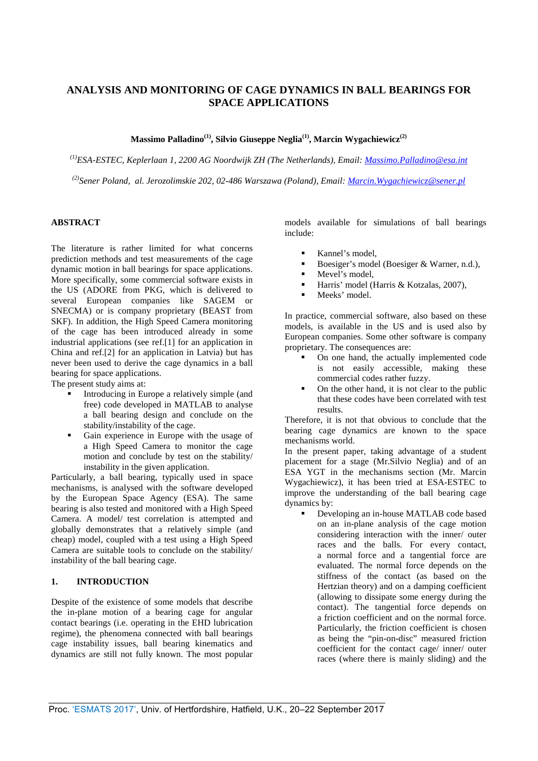# ANALYSIS AND MONITORING OF CAGE DYNAMICS IN BALL BEARINGS FOR SPACE APPLICATIONS

**Massimo Palladino[(1)], Silvio Giuseppe Neglia[(1)], Marcin Wygachiewicz[(2)]**

*[(1)]ESA-ESTEC, Keplerlaan 1, 2200 AG Noordwijk ZH (The Netherlands), Email: Massimo.Palladino@esa.int*

*[(2)]Sener Poland, al. Jerozolimskie 202, 02-486 Warszawa (Poland), Email: Marcin.Wygachiewicz@sener.pl*

## ABSTRACT

The literature is rather limited for what concerns prediction methods and test measurements of the cage dynamic motion in ball bearings for space applications. More specifically, some commercial software exists in the US (ADORE from PKG, which is delivered to several European companies like SAGEM or SNECMA) or is company proprietary (BEAST from SKF). In addition, the High Speed Camera monitoring of the cage has been introduced already in some industrial applications (see ref.[1] for an application in China and ref.[2] for an application in Latvia) but has never been used to derive the cage dynamics in a ball bearing for space applications.

The present study aims at:

- Introducing in Europe a relatively simple (and free) code developed in MATLAB to analyse a ball bearing design and conclude on the stability/instability of the cage.
- Gain experience in Europe with the usage of a High Speed Camera to monitor the cage motion and conclude by test on the stability/ instability in the given application.

Particularly, a ball bearing, typically used in space mechanisms, is analysed with the software developed by the European Space Agency (ESA). The same bearing is also tested and monitored with a High Speed Camera. A model/ test correlation is attempted and globally demonstrates that a relatively simple (and cheap) model, coupled with a test using a High Speed Camera are suitable tools to conclude on the stability/ instability of the ball bearing cage.

## 1. INTRODUCTION

Despite of the existence of some models that describe the in-plane motion of a bearing cage for angular contact bearings (i.e. operating in the EHD lubrication regime), the phenomena connected with ball bearings cage instability issues, ball bearing kinematics and dynamics are still not fully known. The most popular models available for simulations of ball bearings include:

- Kannel's model,
- Boesiger's model (Boesiger & Warner, n.d.),
- Mevel's model,
- Harris' model (Harris & Kotzalas, 2007),
- Meeks' model.

In practice, commercial software, also based on these models, is available in the US and is used also by European companies. Some other software is company proprietary. The consequences are:

- On one hand, the actually implemented code is not easily accessible, making these commercial codes rather fuzzy.
- On the other hand, it is not clear to the public that these codes have been correlated with test results.

Therefore, it is not that obvious to conclude that the bearing cage dynamics are known to the space mechanisms world.

In the present paper, taking advantage of a student placement for a stage (Mr.Silvio Neglia) and of an ESA YGT in the mechanisms section (Mr. Marcin Wygachiewicz), it has been tried at ESA-ESTEC to improve the understanding of the ball bearing cage dynamics by:

- Developing an in-house MATLAB code based on an in-plane analysis of the cage motion considering interaction with the inner/ outer races and the balls. For every contact, a normal force and a tangential force are evaluated. The normal force depends on the stiffness of the contact (as based on the Hertzian theory) and on a damping coefficient (allowing to dissipate some energy during the contact). The tangential force depends on a friction coefficient and on the normal force. Particularly, the friction coefficient is chosen as being the "pin-on-disc" measured friction coefficient for the contact cage/ inner/ outer races (where there is mainly sliding) and the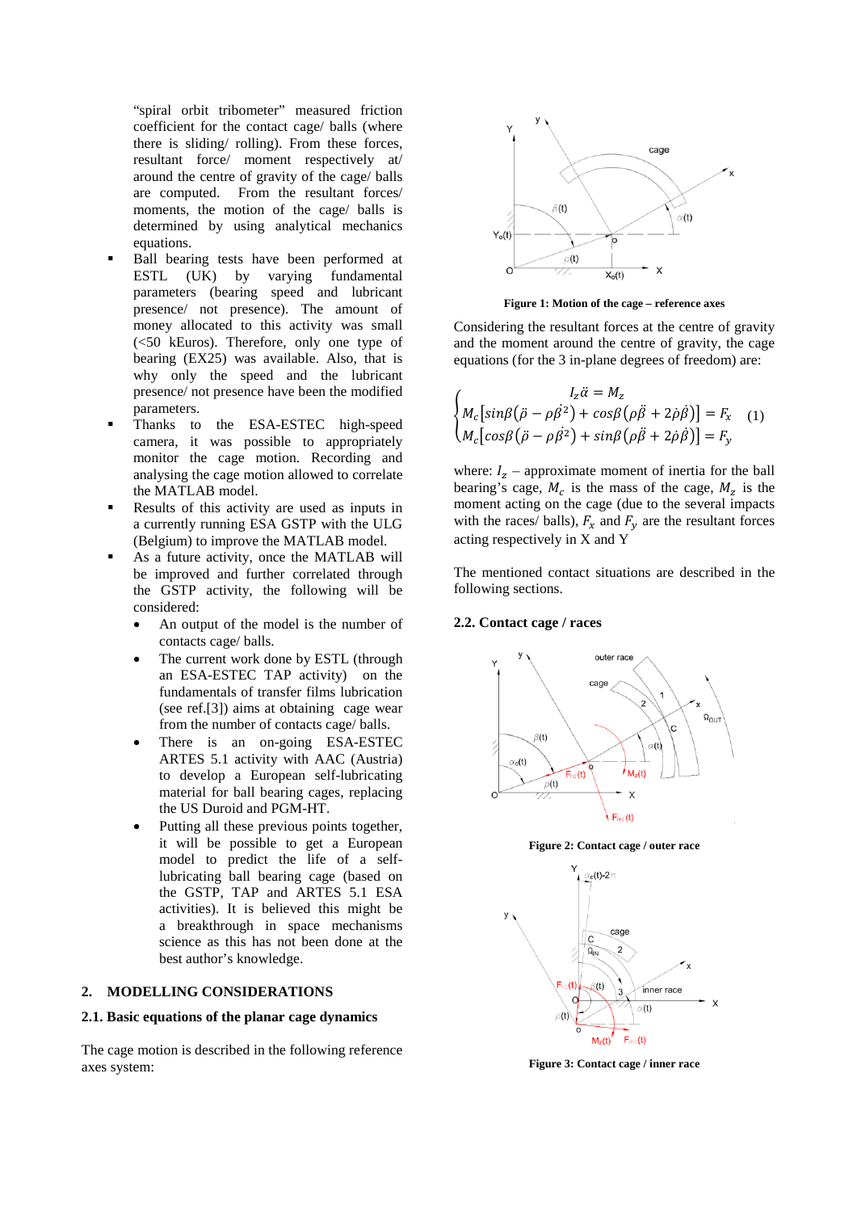"spiral orbit tribometer" measured friction coefficient for the contact cage/ balls (where there is sliding/ rolling). From these forces, resultant force/ moment respectively at/ around the centre of gravity of the cage/ balls are computed. From the resultant forces/ moments, the motion of the cage/ balls is determined by using analytical mechanics equations.

- Ball bearing tests have been performed at ESTL (UK) by varying fundamental parameters (bearing speed and lubricant presence/ not presence). The amount of money allocated to this activity was small (<50 kEuros). Therefore, only one type of bearing (EX25) was available. Also, that is why only the speed and the lubricant presence/ not presence have been the modified parameters.
- Thanks to the ESA-ESTEC high-speed camera, it was possible to appropriately monitor the cage motion. Recording and analysing the cage motion allowed to correlate the MATLAB model.
- Results of this activity are used as inputs in a currently running ESA GSTP with the ULG (Belgium) to improve the MATLAB model.
- As a future activity, once the MATLAB will be improved and further correlated through the GSTP activity, the following will be considered:
  - An output of the model is the number of contacts cage/ balls.
  - The current work done by ESTL (through an ESA-ESTEC TAP activity) on the fundamentals of transfer films lubrication (see ref.[3]) aims at obtaining cage wear from the number of contacts cage/ balls.
  - There is an on-going ESA-ESTEC ARTES 5.1 activity with AAC (Austria) to develop a European self-lubricating material for ball bearing cages, replacing the US Duroid and PGM-HT.
  - Putting all these previous points together, it will be possible to get a European model to predict the life of a self-lubricating ball bearing cage (based on the GSTP, TAP and ARTES 5.1 ESA activities). It is believed this might be a breakthrough in space mechanisms science as this has not been done at the best author's knowledge.

## 2. MODELLING CONSIDERATIONS

### 2.1. Basic equations of the planar cage dynamics

The cage motion is described in the following reference axes system:

**Figure 1: Motion of the cage – reference axes**

Considering the resultant forces at the centre of gravity and the moment around the centre of gravity, the cage equations (for the 3 in-plane degrees of freedom) are:

$$\begin{cases} I_z\ddot{\alpha} = M_z \\ M_c\left[\sin\beta\left(\ddot{\rho} - \rho\dot{\beta}^2\right) + \cos\beta\left(\rho\ddot{\beta} + 2\dot{\rho}\dot{\beta}\right)\right] = F_x \\ M_c\left[\cos\beta\left(\ddot{\rho} - \rho\dot{\beta}^2\right) + \sin\beta\left(\rho\ddot{\beta} + 2\dot{\rho}\dot{\beta}\right)\right] = F_y \end{cases} \quad (1)$$

where: $I_z$ – approximate moment of inertia for the ball bearing's cage, $M_c$ is the mass of the cage, $M_z$ is the moment acting on the cage (due to the several impacts with the races/ balls), $F_x$ and $F_y$ are the resultant forces acting respectively in X and Y

The mentioned contact situations are described in the following sections.

### 2.2. Contact cage / races

**Figure 2: Contact cage / outer race**

**Figure 3: Contact cage / inner race**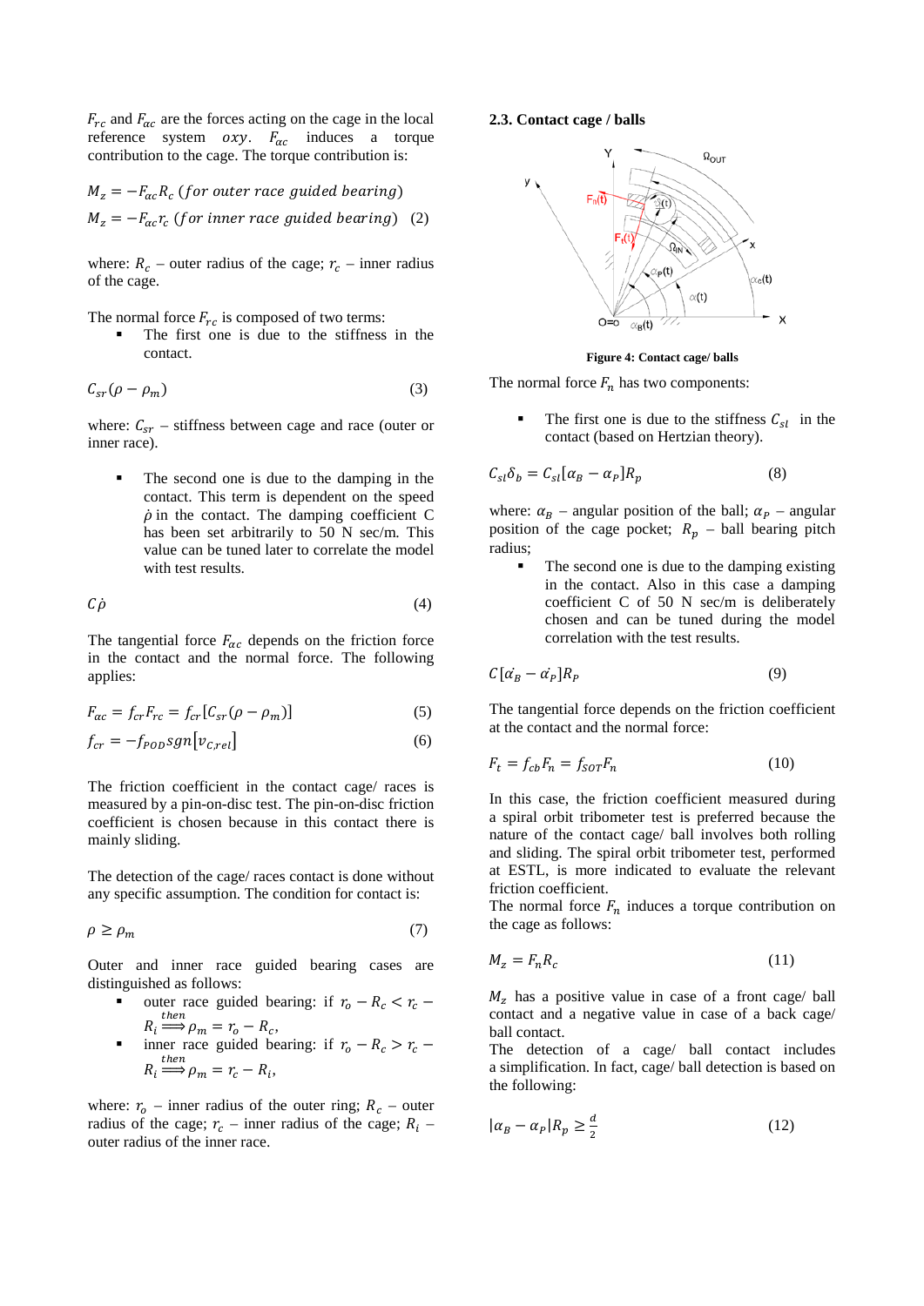$F_{rc}$ and $F_{\alpha c}$ are the forces acting on the cage in the local reference system $oxy$. $F_{\alpha c}$ induces a torque contribution to the cage. The torque contribution is:

$$M_z = -F_{\alpha c} R_c \ (for\ outer\ race\ guided\ bearing)$$
$$M_z = -F_{\alpha c} r_c \ (for\ inner\ race\ guided\ bearing) \quad (2)$$

where: $R_c$ – outer radius of the cage; $r_c$ – inner radius of the cage.

The normal force $F_{rc}$ is composed of two terms:

- The first one is due to the stiffness in the contact.

$$C_{sr}(\rho - \rho_m) \quad (3)$$

where: $C_{sr}$ – stiffness between cage and race (outer or inner race).

- The second one is due to the damping in the contact. This term is dependent on the speed $\dot{\rho}$ in the contact. The damping coefficient C has been set arbitrarily to 50 N sec/m. This value can be tuned later to correlate the model with test results.

$$C\dot{\rho} \quad (4)$$

The tangential force $F_{\alpha c}$ depends on the friction force in the contact and the normal force. The following applies:

$$F_{\alpha c} = f_{cr} F_{rc} = f_{cr}[C_{sr}(\rho - \rho_m)] \quad (5)$$
$$f_{cr} = -f_{POD} sgn[v_{c,rel}] \quad (6)$$

The friction coefficient in the contact cage/ races is measured by a pin-on-disc test. The pin-on-disc friction coefficient is chosen because in this contact there is mainly sliding.

The detection of the cage/ races contact is done without any specific assumption. The condition for contact is:

$$\rho \geq \rho_m \quad (7)$$

Outer and inner race guided bearing cases are distinguished as follows:

- outer race guided bearing: if $r_o - R_c < r_c - R_i \overset{then}{\Longrightarrow} \rho_m = r_o - R_c$,
- inner race guided bearing: if $r_o - R_c > r_c - R_i \overset{then}{\Longrightarrow} \rho_m = r_c - R_i$,

where: $r_o$ – inner radius of the outer ring; $R_c$ – outer radius of the cage; $r_c$ – inner radius of the cage; $R_i$ – outer radius of the inner race.

### 2.3. Contact cage / balls

**Figure 4: Contact cage/ balls**

The normal force $F_n$ has two components:

- The first one is due to the stiffness $C_{sl}$ in the contact (based on Hertzian theory).

$$C_{sl}\delta_b = C_{sl}[\alpha_B - \alpha_P]R_p \quad (8)$$

where: $\alpha_B$ – angular position of the ball; $\alpha_P$ – angular position of the cage pocket; $R_p$ – ball bearing pitch radius;

- The second one is due to the damping existing in the contact. Also in this case a damping coefficient C of 50 N sec/m is deliberately chosen and can be tuned during the model correlation with the test results.

$$C[\dot{\alpha_B} - \dot{\alpha_P}]R_P \quad (9)$$

The tangential force depends on the friction coefficient at the contact and the normal force:

$$F_t = f_{cb} F_n = f_{SOT} F_n \quad (10)$$

In this case, the friction coefficient measured during a spiral orbit tribometer test is preferred because the nature of the contact cage/ ball involves both rolling and sliding. The spiral orbit tribometer test, performed at ESTL, is more indicated to evaluate the relevant friction coefficient.

The normal force $F_n$ induces a torque contribution on the cage as follows:

$$M_z = F_n R_c \quad (11)$$

$M_z$ has a positive value in case of a front cage/ ball contact and a negative value in case of a back cage/ ball contact.

The detection of a cage/ ball contact includes a simplification. In fact, cage/ ball detection is based on the following:

$$|\alpha_B - \alpha_P| R_p \geq \frac{d}{2} \quad (12)$$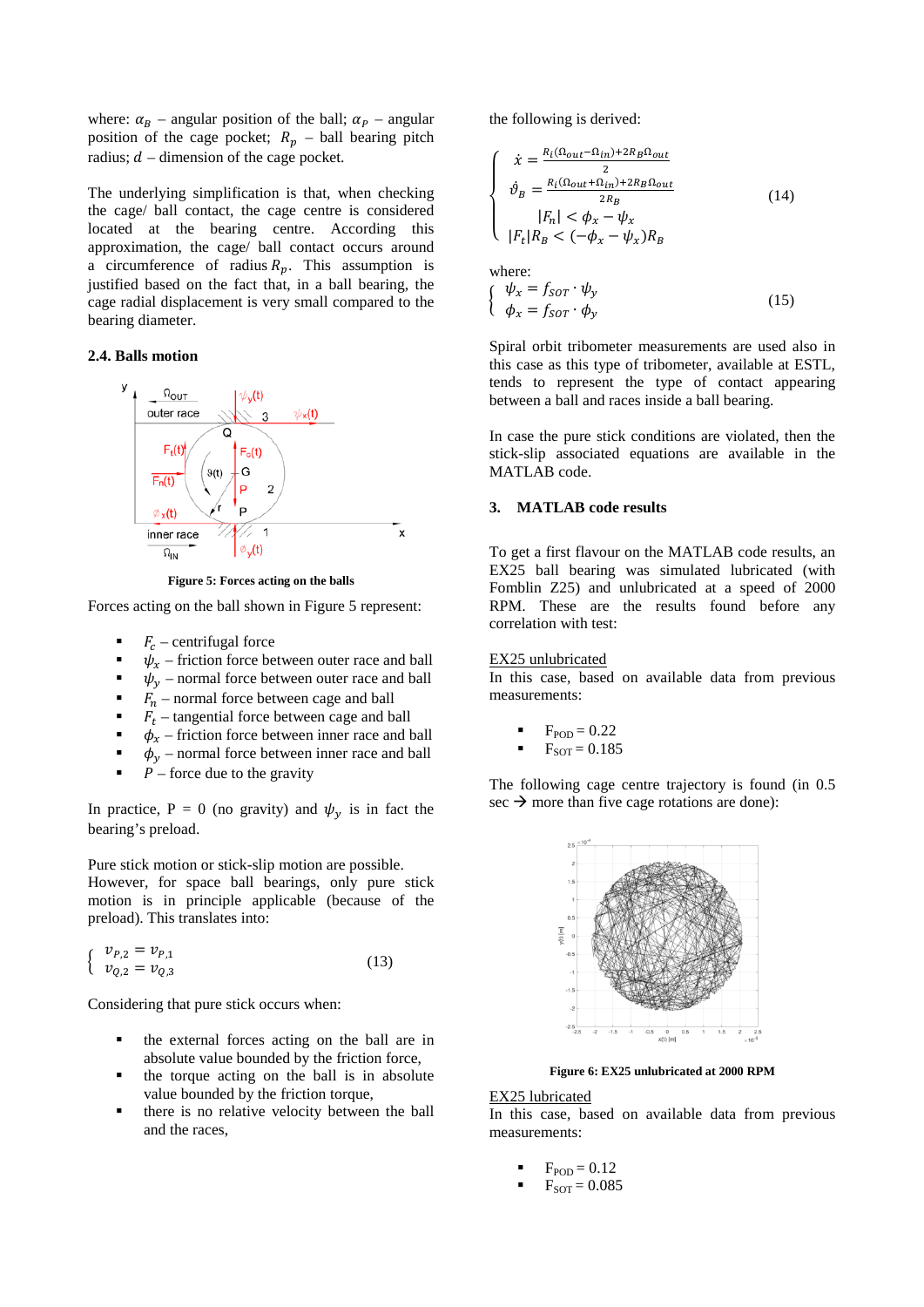where: $\alpha_B$ – angular position of the ball; $\alpha_P$ – angular position of the cage pocket; $R_p$ – ball bearing pitch radius; $d$ – dimension of the cage pocket.

The underlying simplification is that, when checking the cage/ ball contact, the cage centre is considered located at the bearing centre. According this approximation, the cage/ ball contact occurs around a circumference of radius $R_p$. This assumption is justified based on the fact that, in a ball bearing, the cage radial displacement is very small compared to the bearing diameter.

### 2.4. Balls motion

**Figure 5: Forces acting on the balls**

Forces acting on the ball shown in Figure 5 represent:

- $F_c$ – centrifugal force
- $\psi_x$ – friction force between outer race and ball
- $\psi_y$ – normal force between outer race and ball
- $F_n$ – normal force between cage and ball
- $F_t$ – tangential force between cage and ball
- $\phi_x$ – friction force between inner race and ball
- $\phi_y$ – normal force between inner race and ball
- $P$ – force due to the gravity

In practice, P = 0 (no gravity) and $\psi_y$ is in fact the bearing's preload.

Pure stick motion or stick-slip motion are possible. However, for space ball bearings, only pure stick motion is in principle applicable (because of the preload). This translates into:

$$\begin{cases} v_{P,2} = v_{P,1} \\ v_{Q,2} = v_{Q,3} \end{cases} \tag{13}$$

Considering that pure stick occurs when:

- the external forces acting on the ball are in absolute value bounded by the friction force,
- the torque acting on the ball is in absolute value bounded by the friction torque,
- there is no relative velocity between the ball and the races,

the following is derived:

$$\begin{cases} \dot{x} = \frac{R_i(\Omega_{out}-\Omega_{in})+2R_B\Omega_{out}}{2} \\ \dot{\vartheta}_B = \frac{R_i(\Omega_{out}+\Omega_{in})+2R_B\Omega_{out}}{2R_B} \\ |F_n| < \phi_x - \psi_x \\ |F_t|R_B < (-\phi_x - \psi_x)R_B \end{cases} \tag{14}$$

where:

$$\begin{cases} \psi_x = f_{SOT} \cdot \psi_y \\ \phi_x = f_{SOT} \cdot \phi_y \end{cases} \tag{15}$$

Spiral orbit tribometer measurements are used also in this case as this type of tribometer, available at ESTL, tends to represent the type of contact appearing between a ball and races inside a ball bearing.

In case the pure stick conditions are violated, then the stick-slip associated equations are available in the MATLAB code.

## 3. MATLAB code results

To get a first flavour on the MATLAB code results, an EX25 ball bearing was simulated lubricated (with Fomblin Z25) and unlubricated at a speed of 2000 RPM. These are the results found before any correlation with test:

EX25 unlubricated

In this case, based on available data from previous measurements:

- $F_{POD} = 0.22$
- $F_{SOT} = 0.185$

The following cage centre trajectory is found (in 0.5 sec → more than five cage rotations are done):

**Figure 6: EX25 unlubricated at 2000 RPM**

EX25 lubricated

In this case, based on available data from previous measurements:

- $F_{POD} = 0.12$
- $F_{SOT} = 0.085$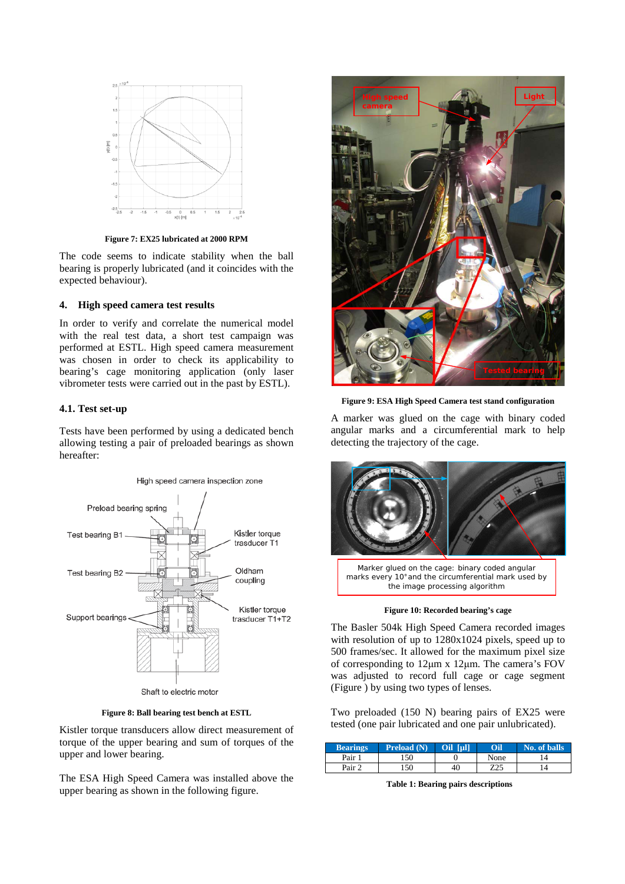Figure 7: EX25 lubricated at 2000 RPM

The code seems to indicate stability when the ball bearing is properly lubricated (and it coincides with the expected behaviour).

## 4. High speed camera test results

In order to verify and correlate the numerical model with the real test data, a short test campaign was performed at ESTL. High speed camera measurement was chosen in order to check its applicability to bearing's cage monitoring application (only laser vibrometer tests were carried out in the past by ESTL).

### 4.1. Test set-up

Tests have been performed by using a dedicated bench allowing testing a pair of preloaded bearings as shown hereafter:

Figure 8: Ball bearing test bench at ESTL

Kistler torque transducers allow direct measurement of torque of the upper bearing and sum of torques of the upper and lower bearing.

The ESA High Speed Camera was installed above the upper bearing as shown in the following figure.

Figure 9: ESA High Speed Camera test stand configuration

A marker was glued on the cage with binary coded angular marks and a circumferential mark to help detecting the trajectory of the cage.

Figure 10: Recorded bearing's cage

The Basler 504k High Speed Camera recorded images with resolution of up to 1280x1024 pixels, speed up to 500 frames/sec. It allowed for the maximum pixel size of corresponding to 12µm x 12µm. The camera's FOV was adjusted to record full cage or cage segment (Figure ) by using two types of lenses.

Two preloaded (150 N) bearing pairs of EX25 were tested (one pair lubricated and one pair unlubricated).

| Bearings | Preload (N) | Oil [µl] | Oil | No. of balls |
|---|---|---|---|---|
| Pair 1 | 150 | 0 | None | 14 |
| Pair 2 | 150 | 40 | Z25 | 14 |

Table 1: Bearing pairs descriptions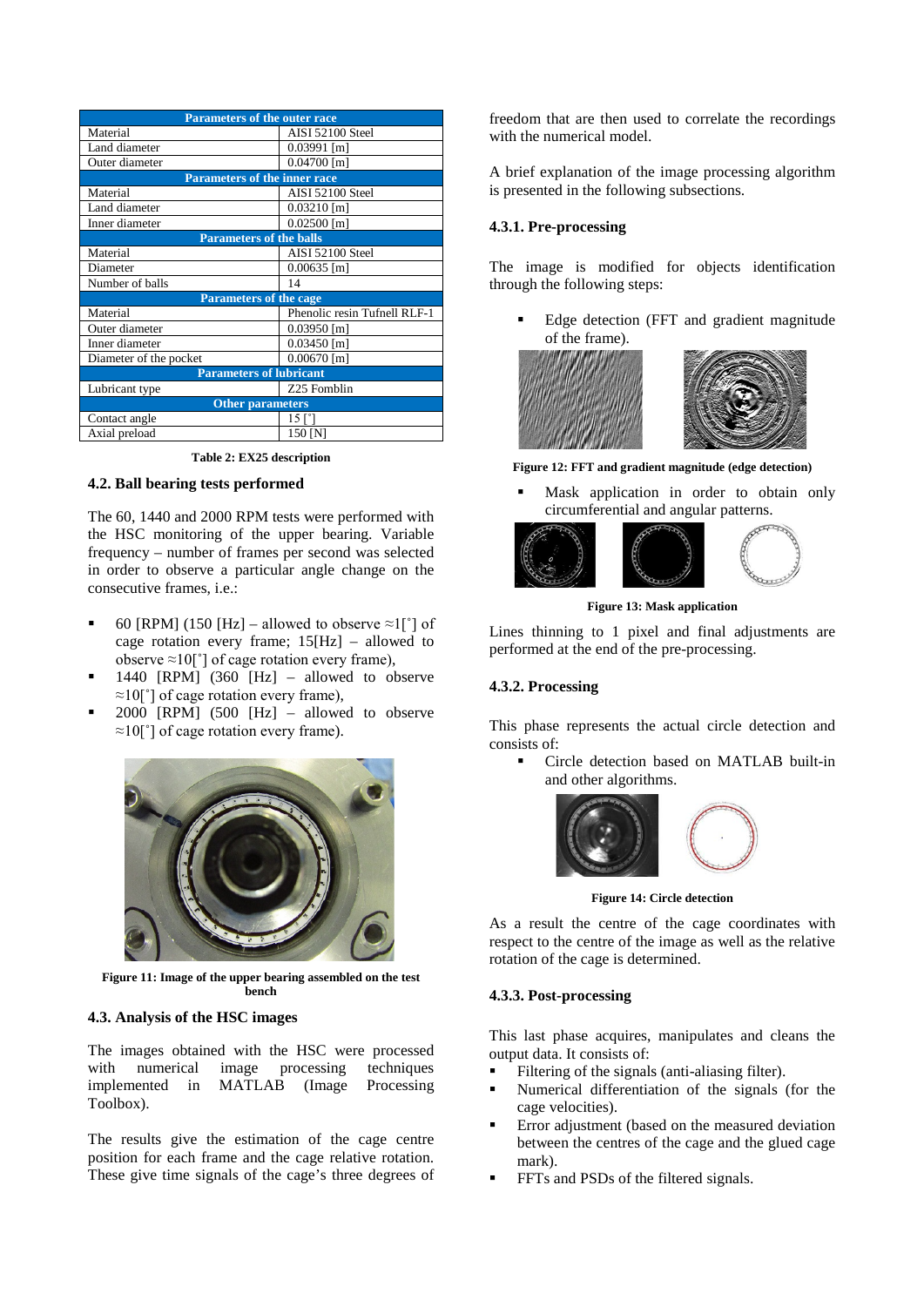| Parameters of the outer race | |
|---|---|
| Material | AISI 52100 Steel |
| Land diameter | 0.03991 [m] |
| Outer diameter | 0.04700 [m] |
| **Parameters of the inner race** | |
| Material | AISI 52100 Steel |
| Land diameter | 0.03210 [m] |
| Inner diameter | 0.02500 [m] |
| **Parameters of the balls** | |
| Material | AISI 52100 Steel |
| Diameter | 0.00635 [m] |
| Number of balls | 14 |
| **Parameters of the cage** | |
| Material | Phenolic resin Tufnell RLF-1 |
| Outer diameter | 0.03950 [m] |
| Inner diameter | 0.03450 [m] |
| Diameter of the pocket | 0.00670 [m] |
| **Parameters of lubricant** | |
| Lubricant type | Z25 Fomblin |
| **Other parameters** | |
| Contact angle | 15 [˚] |
| Axial preload | 150 [N] |

**Table 2: EX25 description**

### 4.2. Ball bearing tests performed

The 60, 1440 and 2000 RPM tests were performed with the HSC monitoring of the upper bearing. Variable frequency – number of frames per second was selected in order to observe a particular angle change on the consecutive frames, i.e.:

- 60 [RPM] (150 [Hz] – allowed to observe ≈1[˚] of cage rotation every frame; 15[Hz] – allowed to observe ≈10[˚] of cage rotation every frame),
- 1440 [RPM] (360 [Hz] – allowed to observe ≈10[˚] of cage rotation every frame),
- 2000 [RPM] (500 [Hz] – allowed to observe ≈10[˚] of cage rotation every frame).

**Figure 11: Image of the upper bearing assembled on the test bench**

### 4.3. Analysis of the HSC images

The images obtained with the HSC were processed with numerical image processing techniques implemented in MATLAB (Image Processing Toolbox).

The results give the estimation of the cage centre position for each frame and the cage relative rotation. These give time signals of the cage's three degrees of freedom that are then used to correlate the recordings with the numerical model.

A brief explanation of the image processing algorithm is presented in the following subsections.

#### 4.3.1. Pre-processing

The image is modified for objects identification through the following steps:

- Edge detection (FFT and gradient magnitude of the frame).

**Figure 12: FFT and gradient magnitude (edge detection)**

- Mask application in order to obtain only circumferential and angular patterns.

**Figure 13: Mask application**

Lines thinning to 1 pixel and final adjustments are performed at the end of the pre-processing.

#### 4.3.2. Processing

This phase represents the actual circle detection and consists of:

- Circle detection based on MATLAB built-in and other algorithms.

**Figure 14: Circle detection**

As a result the centre of the cage coordinates with respect to the centre of the image as well as the relative rotation of the cage is determined.

#### 4.3.3. Post-processing

This last phase acquires, manipulates and cleans the output data. It consists of:

- Filtering of the signals (anti-aliasing filter).
- Numerical differentiation of the signals (for the cage velocities).
- Error adjustment (based on the measured deviation between the centres of the cage and the glued cage mark).
- FFTs and PSDs of the filtered signals.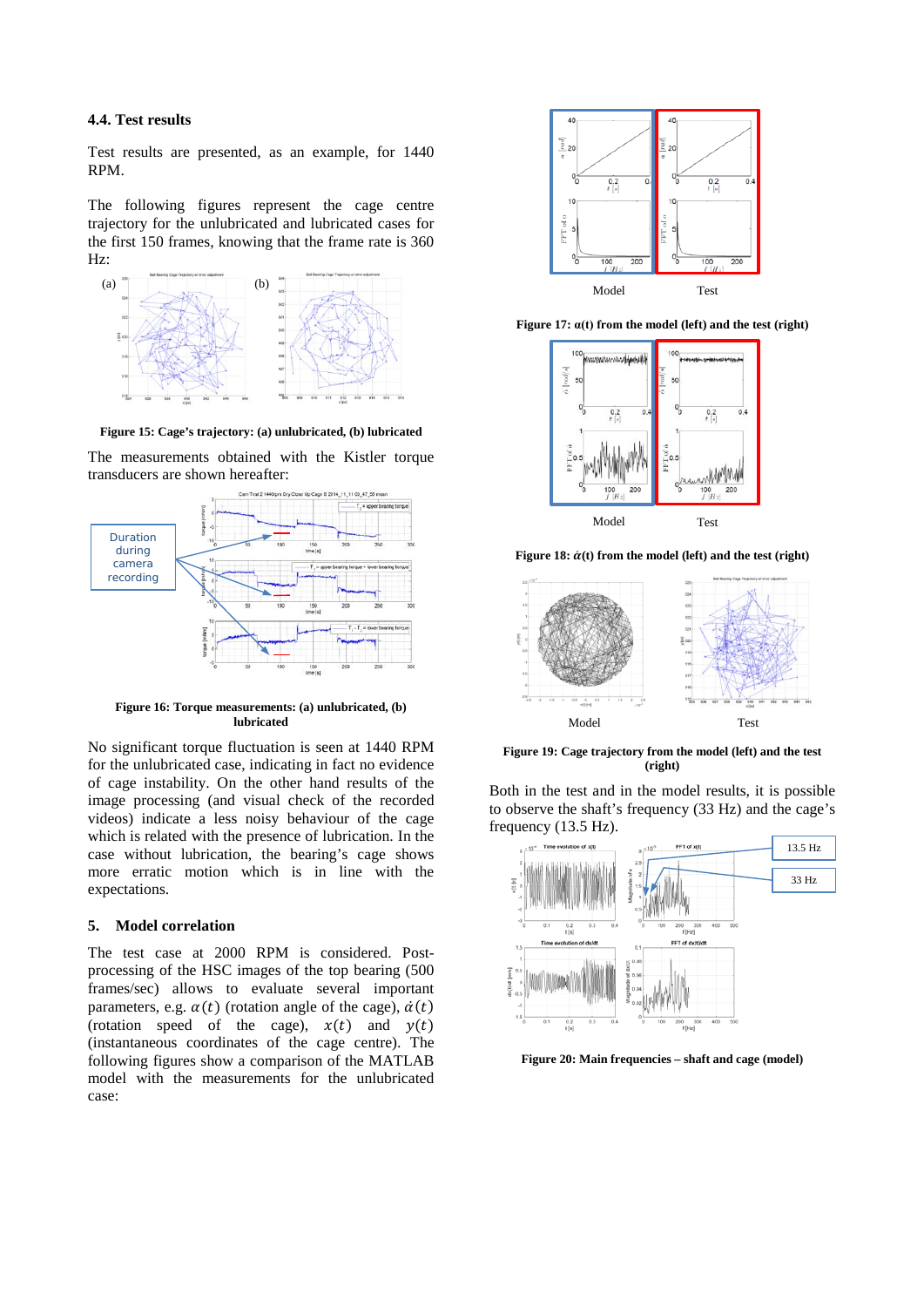### 4.4. Test results

Test results are presented, as an example, for 1440 RPM.

The following figures represent the cage centre trajectory for the unlubricated and lubricated cases for the first 150 frames, knowing that the frame rate is 360 Hz:

**Figure 15: Cage's trajectory: (a) unlubricated, (b) lubricated**

The measurements obtained with the Kistler torque transducers are shown hereafter:

**Figure 16: Torque measurements: (a) unlubricated, (b) lubricated**

No significant torque fluctuation is seen at 1440 RPM for the unlubricated case, indicating in fact no evidence of cage instability. On the other hand results of the image processing (and visual check of the recorded videos) indicate a less noisy behaviour of the cage which is related with the presence of lubrication. In the case without lubrication, the bearing's cage shows more erratic motion which is in line with the expectations.

## 5. Model correlation

The test case at 2000 RPM is considered. Post-processing of the HSC images of the top bearing (500 frames/sec) allows to evaluate several important parameters, e.g. $\alpha(t)$ (rotation angle of the cage), $\dot{\alpha}(t)$ (rotation speed of the cage), $x(t)$ and $y(t)$ (instantaneous coordinates of the cage centre). The following figures show a comparison of the MATLAB model with the measurements for the unlubricated case:

**Figure 17: α(t) from the model (left) and the test (right)**

**Figure 18: $\dot{\alpha}(t)$ from the model (left) and the test (right)**

**Figure 19: Cage trajectory from the model (left) and the test (right)**

Both in the test and in the model results, it is possible to observe the shaft's frequency (33 Hz) and the cage's frequency (13.5 Hz).

**Figure 20: Main frequencies – shaft and cage (model)**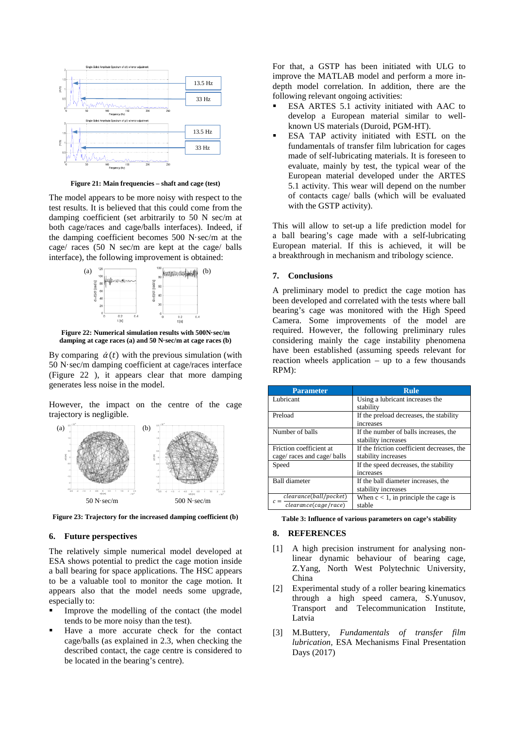13.5 Hz

33 Hz

13.5 Hz

33 Hz

**Figure 21: Main frequencies – shaft and cage (test)**

The model appears to be more noisy with respect to the test results. It is believed that this could come from the damping coefficient (set arbitrarily to 50 N sec/m at both cage/races and cage/balls interfaces). Indeed, if the damping coefficient becomes 500 N·sec/m at the cage/ races (50 N sec/m are kept at the cage/ balls interface), the following improvement is obtained:

(a) (b)

**Figure 22: Numerical simulation results with 500N·sec/m damping at cage races (a) and 50 N·sec/m at cage races (b)**

By comparing $\dot{\alpha}(t)$ with the previous simulation (with 50 N·sec/m damping coefficient at cage/races interface (Figure 22 ), it appears clear that more damping generates less noise in the model.

However, the impact on the centre of the cage trajectory is negligible.

(a) (b)

50 N·sec/m 500 N·sec/m

**Figure 23: Trajectory for the increased damping coefficient (b)**

## 6. Future perspectives

The relatively simple numerical model developed at ESA shows potential to predict the cage motion inside a ball bearing for space applications. The HSC appears to be a valuable tool to monitor the cage motion. It appears also that the model needs some upgrade, especially to:

- Improve the modelling of the contact (the model tends to be more noisy than the test).
- Have a more accurate check for the contact cage/balls (as explained in 2.3, when checking the described contact, the cage centre is considered to be located in the bearing's centre).

For that, a GSTP has been initiated with ULG to improve the MATLAB model and perform a more in-depth model correlation. In addition, there are the following relevant ongoing activities:

- ESA ARTES 5.1 activity initiated with AAC to develop a European material similar to well-known US materials (Duroid, PGM-HT).
- ESA TAP activity initiated with ESTL on the fundamentals of transfer film lubrication for cages made of self-lubricating materials. It is foreseen to evaluate, mainly by test, the typical wear of the European material developed under the ARTES 5.1 activity. This wear will depend on the number of contacts cage/ balls (which will be evaluated with the GSTP activity).

This will allow to set-up a life prediction model for a ball bearing's cage made with a self-lubricating European material. If this is achieved, it will be a breakthrough in mechanism and tribology science.

## 7. Conclusions

A preliminary model to predict the cage motion has been developed and correlated with the tests where ball bearing's cage was monitored with the High Speed Camera. Some improvements of the model are required. However, the following preliminary rules considering mainly the cage instability phenomena have been established (assuming speeds relevant for reaction wheels application – up to a few thousands RPM):

| Parameter | Rule |
|---|---|
| Lubricant | Using a lubricant increases the stability |
| Preload | If the preload decreases, the stability increases |
| Number of balls | If the number of balls increases, the stability increases |
| Friction coefficient at cage/ races and cage/ balls | If the friction coefficient decreases, the stability increases |
| Speed | If the speed decreases, the stability increases |
| Ball diameter | If the ball diameter increases, the stability increases |
| $c = \frac{clearance(ball/pocket)}{clearance(cage/race)}$ | When c < 1, in principle the cage is stable |

**Table 3: Influence of various parameters on cage's stability**

## 8. REFERENCES

[1] A high precision instrument for analysing non-linear dynamic behaviour of bearing cage, Z.Yang, North West Polytechnic University, China

[2] Experimental study of a roller bearing kinematics through a high speed camera, S.Yunusov, Transport and Telecommunication Institute, Latvia

[3] M.Buttery, *Fundamentals of transfer film lubrication*, ESA Mechanisms Final Presentation Days (2017)